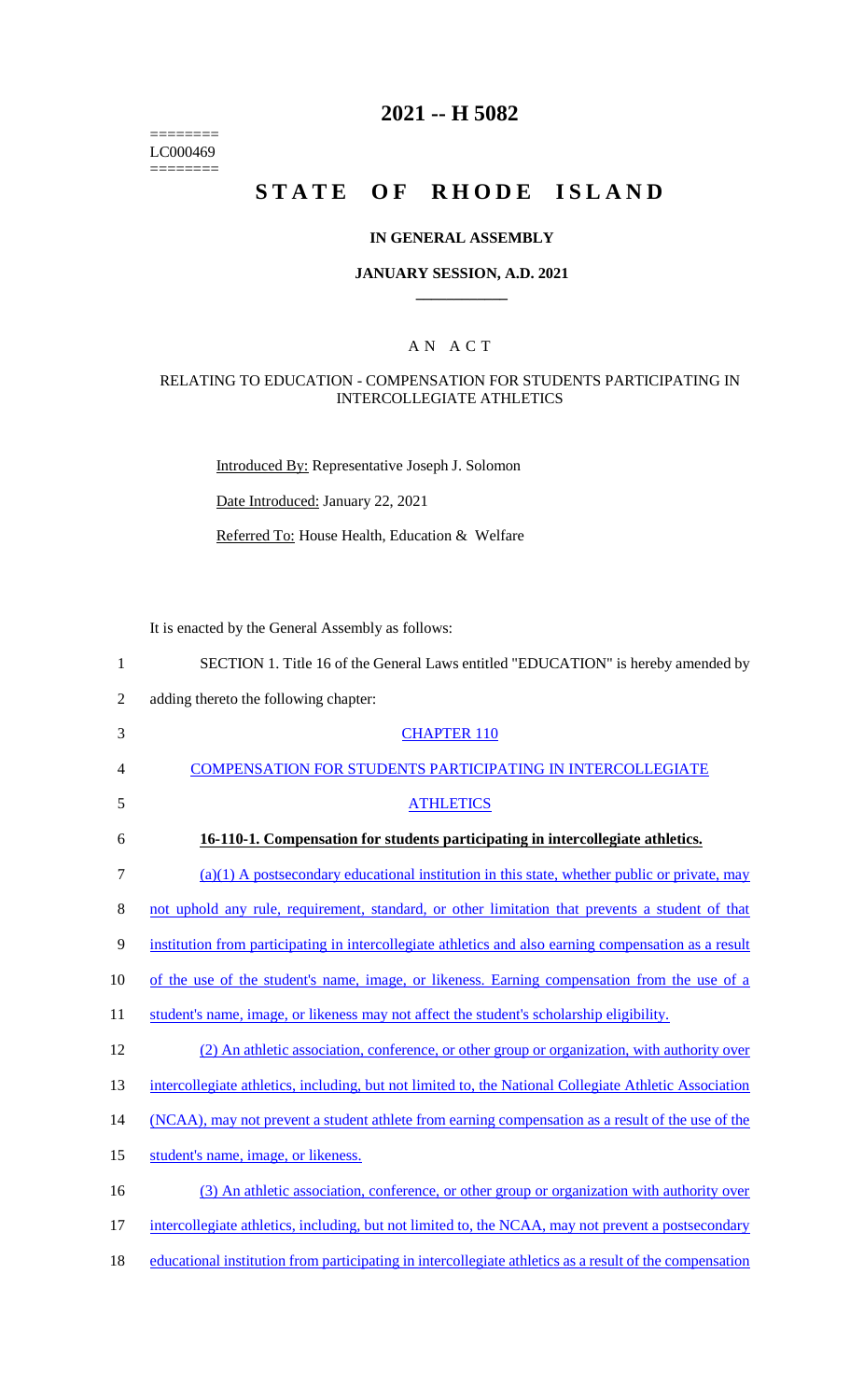========
LC000469
========

# 2021 -- H 5082

# STATE OF RHODE ISLAND

## IN GENERAL ASSEMBLY

### JANUARY SESSION, A.D. 2021

## AN ACT

### RELATING TO EDUCATION - COMPENSATION FOR STUDENTS PARTICIPATING IN INTERCOLLEGIATE ATHLETICS

Introduced By: Representative Joseph J. Solomon

Date Introduced: January 22, 2021

Referred To: House Health, Education & Welfare

It is enacted by the General Assembly as follows:

1 SECTION 1. Title 16 of the General Laws entitled "EDUCATION" is hereby amended by
2 adding thereto the following chapter:

3 CHAPTER 110

4 COMPENSATION FOR STUDENTS PARTICIPATING IN INTERCOLLEGIATE
5 ATHLETICS

6 **16-110-1. Compensation for students participating in intercollegiate athletics.**

7 (a)(1) A postsecondary educational institution in this state, whether public or private, may
8 not uphold any rule, requirement, standard, or other limitation that prevents a student of that
9 institution from participating in intercollegiate athletics and also earning compensation as a result
10 of the use of the student's name, image, or likeness. Earning compensation from the use of a
11 student's name, image, or likeness may not affect the student's scholarship eligibility.

12 (2) An athletic association, conference, or other group or organization, with authority over
13 intercollegiate athletics, including, but not limited to, the National Collegiate Athletic Association
14 (NCAA), may not prevent a student athlete from earning compensation as a result of the use of the
15 student's name, image, or likeness.

16 (3) An athletic association, conference, or other group or organization with authority over
17 intercollegiate athletics, including, but not limited to, the NCAA, may not prevent a postsecondary
18 educational institution from participating in intercollegiate athletics as a result of the compensation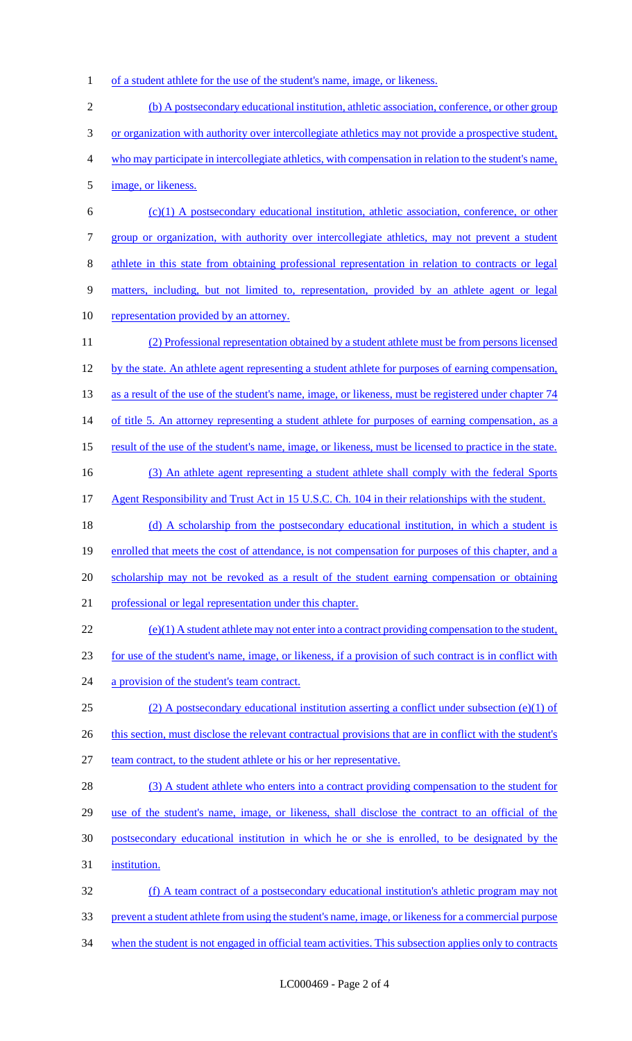of a student athlete for the use of the student's name, image, or likeness.

(b) A postsecondary educational institution, athletic association, conference, or other group or organization with authority over intercollegiate athletics may not provide a prospective student, who may participate in intercollegiate athletics, with compensation in relation to the student's name, image, or likeness.

(c)(1) A postsecondary educational institution, athletic association, conference, or other group or organization, with authority over intercollegiate athletics, may not prevent a student athlete in this state from obtaining professional representation in relation to contracts or legal matters, including, but not limited to, representation, provided by an athlete agent or legal representation provided by an attorney.

(2) Professional representation obtained by a student athlete must be from persons licensed by the state. An athlete agent representing a student athlete for purposes of earning compensation, as a result of the use of the student's name, image, or likeness, must be registered under chapter 74 of title 5. An attorney representing a student athlete for purposes of earning compensation, as a result of the use of the student's name, image, or likeness, must be licensed to practice in the state.

(3) An athlete agent representing a student athlete shall comply with the federal Sports Agent Responsibility and Trust Act in 15 U.S.C. Ch. 104 in their relationships with the student.

(d) A scholarship from the postsecondary educational institution, in which a student is enrolled that meets the cost of attendance, is not compensation for purposes of this chapter, and a scholarship may not be revoked as a result of the student earning compensation or obtaining professional or legal representation under this chapter.

(e)(1) A student athlete may not enter into a contract providing compensation to the student, for use of the student's name, image, or likeness, if a provision of such contract is in conflict with a provision of the student's team contract.

(2) A postsecondary educational institution asserting a conflict under subsection (e)(1) of this section, must disclose the relevant contractual provisions that are in conflict with the student's team contract, to the student athlete or his or her representative.

(3) A student athlete who enters into a contract providing compensation to the student for use of the student's name, image, or likeness, shall disclose the contract to an official of the postsecondary educational institution in which he or she is enrolled, to be designated by the institution.

(f) A team contract of a postsecondary educational institution's athletic program may not prevent a student athlete from using the student's name, image, or likeness for a commercial purpose when the student is not engaged in official team activities. This subsection applies only to contracts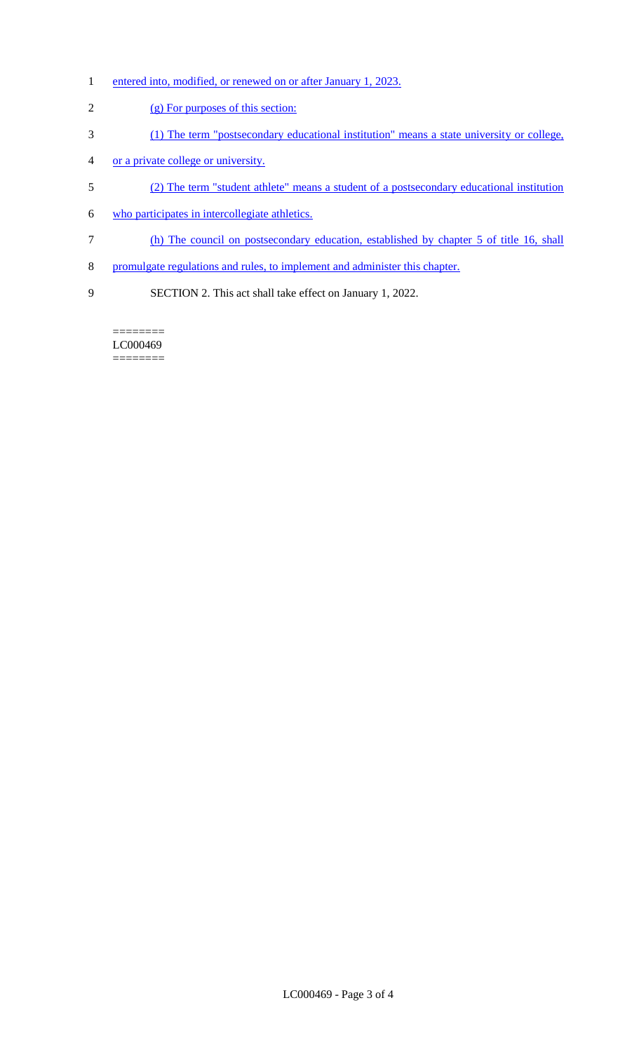entered into, modified, or renewed on or after January 1, 2023.

(g) For purposes of this section:

(1) The term "postsecondary educational institution" means a state university or college, or a private college or university.

(2) The term "student athlete" means a student of a postsecondary educational institution who participates in intercollegiate athletics.

(h) The council on postsecondary education, established by chapter 5 of title 16, shall promulgate regulations and rules, to implement and administer this chapter.

SECTION 2. This act shall take effect on January 1, 2022.

========
LC000469
========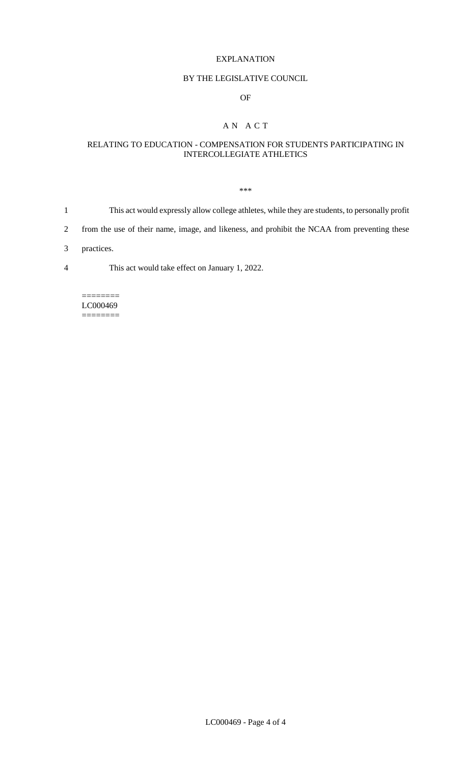EXPLANATION

BY THE LEGISLATIVE COUNCIL

OF

A N A C T

RELATING TO EDUCATION - COMPENSATION FOR STUDENTS PARTICIPATING IN INTERCOLLEGIATE ATHLETICS

\*\*\*

1 This act would expressly allow college athletes, while they are students, to personally profit
2 from the use of their name, image, and likeness, and prohibit the NCAA from preventing these
3 practices.

4 This act would take effect on January 1, 2022.

========
LC000469
========